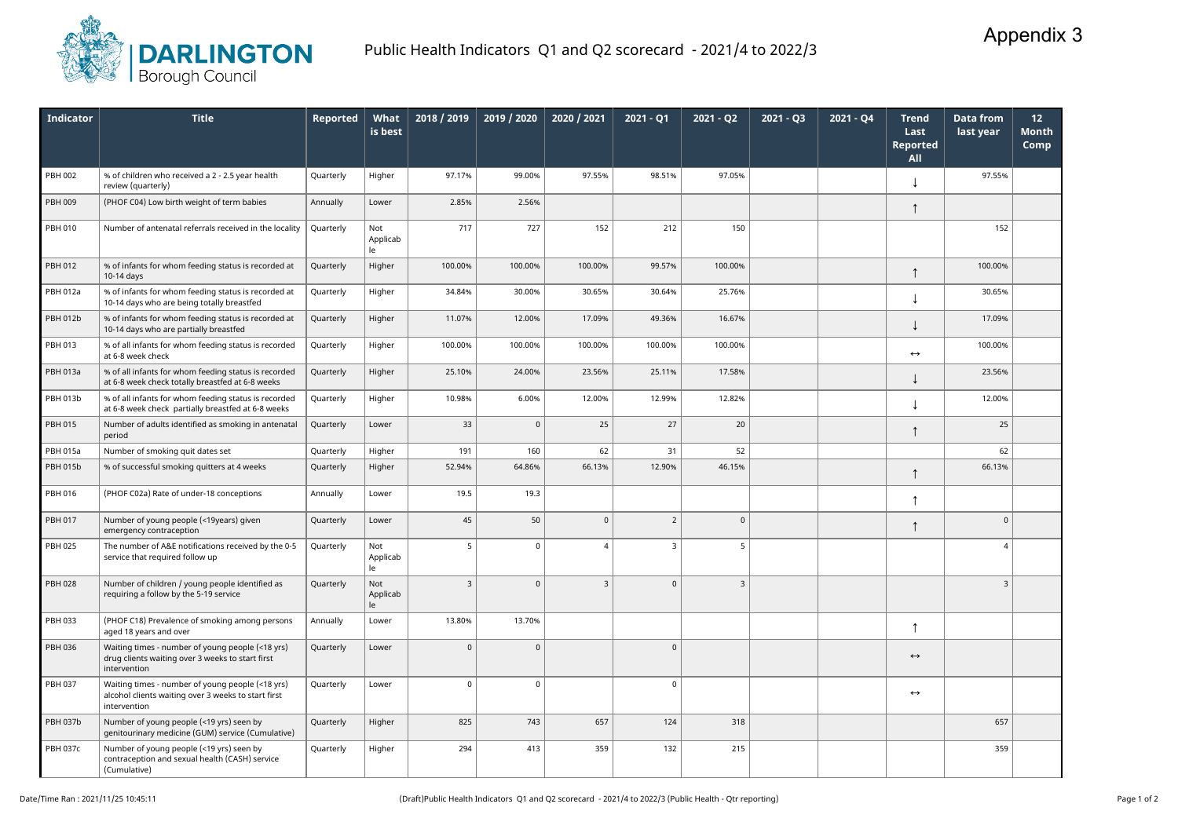Appendix 3

# Public Health Indicators Q1 and Q2 scorecard - 2021/4 to 2022/3

| Indicator | Title | Reported | What is best | 2018 / 2019 | 2019 / 2020 | 2020 / 2021 | 2021 - Q1 | 2021 - Q2 | 2021 - Q3 | 2021 - Q4 | Trend Last Reported All | Data from last year | 12 Month Comp |
|---|---|---|---|---|---|---|---|---|---|---|---|---|---|
| PBH 002 | % of children who received a 2 - 2.5 year health review (quarterly) | Quarterly | Higher | 97.17% | 99.00% | 97.55% | 98.51% | 97.05% | | | ↓ | 97.55% | |
| PBH 009 | (PHOF C04) Low birth weight of term babies | Annually | Lower | 2.85% | 2.56% | | | | | | ↑ | | |
| PBH 010 | Number of antenatal referrals received in the locality | Quarterly | Not Applicable | 717 | 727 | 152 | 212 | 150 | | | | 152 | |
| PBH 012 | % of infants for whom feeding status is recorded at 10-14 days | Quarterly | Higher | 100.00% | 100.00% | 100.00% | 99.57% | 100.00% | | | ↑ | 100.00% | |
| PBH 012a | % of infants for whom feeding status is recorded at 10-14 days who are being totally breastfed | Quarterly | Higher | 34.84% | 30.00% | 30.65% | 30.64% | 25.76% | | | ↓ | 30.65% | |
| PBH 012b | % of infants for whom feeding status is recorded at 10-14 days who are partially breastfed | Quarterly | Higher | 11.07% | 12.00% | 17.09% | 49.36% | 16.67% | | | ↓ | 17.09% | |
| PBH 013 | % of all infants for whom feeding status is recorded at 6-8 week check | Quarterly | Higher | 100.00% | 100.00% | 100.00% | 100.00% | 100.00% | | | ↔ | 100.00% | |
| PBH 013a | % of all infants for whom feeding status is recorded at 6-8 week check totally breastfed at 6-8 weeks | Quarterly | Higher | 25.10% | 24.00% | 23.56% | 25.11% | 17.58% | | | ↓ | 23.56% | |
| PBH 013b | % of all infants for whom feeding status is recorded at 6-8 week check partially breastfed at 6-8 weeks | Quarterly | Higher | 10.98% | 6.00% | 12.00% | 12.99% | 12.82% | | | ↓ | 12.00% | |
| PBH 015 | Number of adults identified as smoking in antenatal period | Quarterly | Lower | 33 | 0 | 25 | 27 | 20 | | | ↑ | 25 | |
| PBH 015a | Number of smoking quit dates set | Quarterly | Higher | 191 | 160 | 62 | 31 | 52 | | | | 62 | |
| PBH 015b | % of successful smoking quitters at 4 weeks | Quarterly | Higher | 52.94% | 64.86% | 66.13% | 12.90% | 46.15% | | | ↑ | 66.13% | |
| PBH 016 | (PHOF C02a) Rate of under-18 conceptions | Annually | Lower | 19.5 | 19.3 | | | | | | ↑ | | |
| PBH 017 | Number of young people (<19years) given emergency contraception | Quarterly | Lower | 45 | 50 | 0 | 2 | 0 | | | ↑ | 0 | |
| PBH 025 | The number of A&E notifications received by the 0-5 service that required follow up | Quarterly | Not Applicable | 5 | 0 | 4 | 3 | 5 | | | | 4 | |
| PBH 028 | Number of children / young people identified as requiring a follow by the 5-19 service | Quarterly | Not Applicable | 3 | 0 | 3 | 0 | 3 | | | | 3 | |
| PBH 033 | (PHOF C18) Prevalence of smoking among persons aged 18 years and over | Annually | Lower | 13.80% | 13.70% | | | | | | ↑ | | |
| PBH 036 | Waiting times - number of young people (<18 yrs) drug clients waiting over 3 weeks to start first intervention | Quarterly | Lower | 0 | 0 | | 0 | | | | ↔ | | |
| PBH 037 | Waiting times - number of young people (<18 yrs) alcohol clients waiting over 3 weeks to start first intervention | Quarterly | Lower | 0 | 0 | | 0 | | | | ↔ | | |
| PBH 037b | Number of young people (<19 yrs) seen by genitourinary medicine (GUM) service (Cumulative) | Quarterly | Higher | 825 | 743 | 657 | 124 | 318 | | | | 657 | |
| PBH 037c | Number of young people (<19 yrs) seen by contraception and sexual health (CASH) service (Cumulative) | Quarterly | Higher | 294 | 413 | 359 | 132 | 215 | | | | 359 | |

Date/Time Ran : 2021/11/25 10:45:11

(Draft)Public Health Indicators Q1 and Q2 scorecard - 2021/4 to 2022/3 (Public Health - Qtr reporting)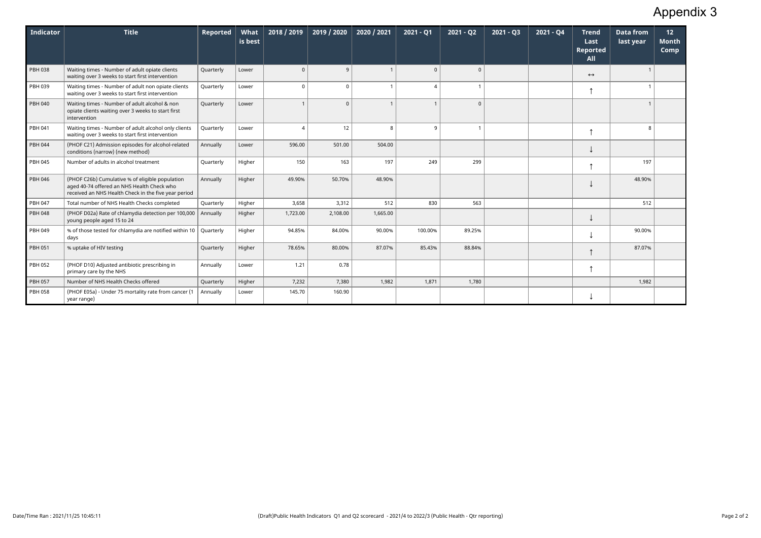# Appendix 3

| Indicator | Title | Reported | What is best | 2018 / 2019 | 2019 / 2020 | 2020 / 2021 | 2021 - Q1 | 2021 - Q2 | 2021 - Q3 | 2021 - Q4 | Trend Last Reported All | Data from last year | 12 Month Comp |
|---|---|---|---|---|---|---|---|---|---|---|---|---|---|
| PBH 038 | Waiting times - Number of adult opiate clients waiting over 3 weeks to start first intervention | Quarterly | Lower | 0 | 9 | 1 | 0 | 0 | | | ↔ | 1 | |
| PBH 039 | Waiting times - Number of adult non opiate clients waiting over 3 weeks to start first intervention | Quarterly | Lower | 0 | 0 | 1 | 4 | 1 | | | ↑ | 1 | |
| PBH 040 | Waiting times - Number of adult alcohol & non opiate clients waiting over 3 weeks to start first intervention | Quarterly | Lower | 1 | 0 | 1 | 1 | 0 | | | | 1 | |
| PBH 041 | Waiting times - Number of adult alcohol only clients waiting over 3 weeks to start first intervention | Quarterly | Lower | 4 | 12 | 8 | 9 | 1 | | | ↑ | 8 | |
| PBH 044 | (PHOF C21) Admission episodes for alcohol-related conditions (narrow) (new method) | Annually | Lower | 596.00 | 501.00 | 504.00 | | | | | ↓ | | |
| PBH 045 | Number of adults in alcohol treatment | Quarterly | Higher | 150 | 163 | 197 | 249 | 299 | | | ↑ | 197 | |
| PBH 046 | (PHOF C26b) Cumulative % of eligible population aged 40-74 offered an NHS Health Check who received an NHS Health Check in the five year period | Annually | Higher | 49.90% | 50.70% | 48.90% | | | | | ↓ | 48.90% | |
| PBH 047 | Total number of NHS Health Checks completed | Quarterly | Higher | 3,658 | 3,312 | 512 | 830 | 563 | | | | 512 | |
| PBH 048 | (PHOF D02a) Rate of chlamydia detection per 100,000 young people aged 15 to 24 | Annually | Higher | 1,723.00 | 2,108.00 | 1,665.00 | | | | | ↓ | | |
| PBH 049 | % of those tested for chlamydia are notified within 10 days | Quarterly | Higher | 94.85% | 84.00% | 90.00% | 100.00% | 89.25% | | | ↓ | 90.00% | |
| PBH 051 | % uptake of HIV testing | Quarterly | Higher | 78.65% | 80.00% | 87.07% | 85.43% | 88.84% | | | ↑ | 87.07% | |
| PBH 052 | (PHOF D10) Adjusted antibiotic prescribing in primary care by the NHS | Annually | Lower | 1.21 | 0.78 | | | | | | ↑ | | |
| PBH 057 | Number of NHS Health Checks offered | Quarterly | Higher | 7,232 | 7,380 | 1,982 | 1,871 | 1,780 | | | | 1,982 | |
| PBH 058 | (PHOF E05a) - Under 75 mortality rate from cancer (1 year range) | Annually | Lower | 145.70 | 160.90 | | | | | | ↓ | | |

Date/Time Ran : 2021/11/25 10:45:11

(Draft)Public Health Indicators Q1 and Q2 scorecard - 2021/4 to 2022/3 (Public Health - Qtr reporting)